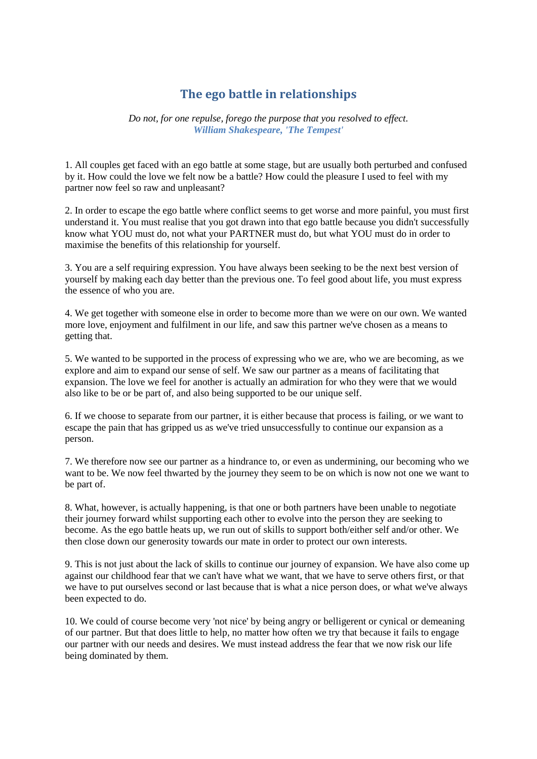# The ego battle in relationships

*Do not, for one repulse, forego the purpose that you resolved to effect.*
***William Shakespeare, 'The Tempest'***

1. All couples get faced with an ego battle at some stage, but are usually both perturbed and confused by it. How could the love we felt now be a battle? How could the pleasure I used to feel with my partner now feel so raw and unpleasant?

2. In order to escape the ego battle where conflict seems to get worse and more painful, you must first understand it. You must realise that you got drawn into that ego battle because you didn't successfully know what YOU must do, not what your PARTNER must do, but what YOU must do in order to maximise the benefits of this relationship for yourself.

3. You are a self requiring expression. You have always been seeking to be the next best version of yourself by making each day better than the previous one. To feel good about life, you must express the essence of who you are.

4. We get together with someone else in order to become more than we were on our own. We wanted more love, enjoyment and fulfilment in our life, and saw this partner we've chosen as a means to getting that.

5. We wanted to be supported in the process of expressing who we are, who we are becoming, as we explore and aim to expand our sense of self. We saw our partner as a means of facilitating that expansion. The love we feel for another is actually an admiration for who they were that we would also like to be or be part of, and also being supported to be our unique self.

6. If we choose to separate from our partner, it is either because that process is failing, or we want to escape the pain that has gripped us as we've tried unsuccessfully to continue our expansion as a person.

7. We therefore now see our partner as a hindrance to, or even as undermining, our becoming who we want to be. We now feel thwarted by the journey they seem to be on which is now not one we want to be part of.

8. What, however, is actually happening, is that one or both partners have been unable to negotiate their journey forward whilst supporting each other to evolve into the person they are seeking to become. As the ego battle heats up, we run out of skills to support both/either self and/or other. We then close down our generosity towards our mate in order to protect our own interests.

9. This is not just about the lack of skills to continue our journey of expansion. We have also come up against our childhood fear that we can't have what we want, that we have to serve others first, or that we have to put ourselves second or last because that is what a nice person does, or what we've always been expected to do.

10. We could of course become very 'not nice' by being angry or belligerent or cynical or demeaning of our partner. But that does little to help, no matter how often we try that because it fails to engage our partner with our needs and desires. We must instead address the fear that we now risk our life being dominated by them.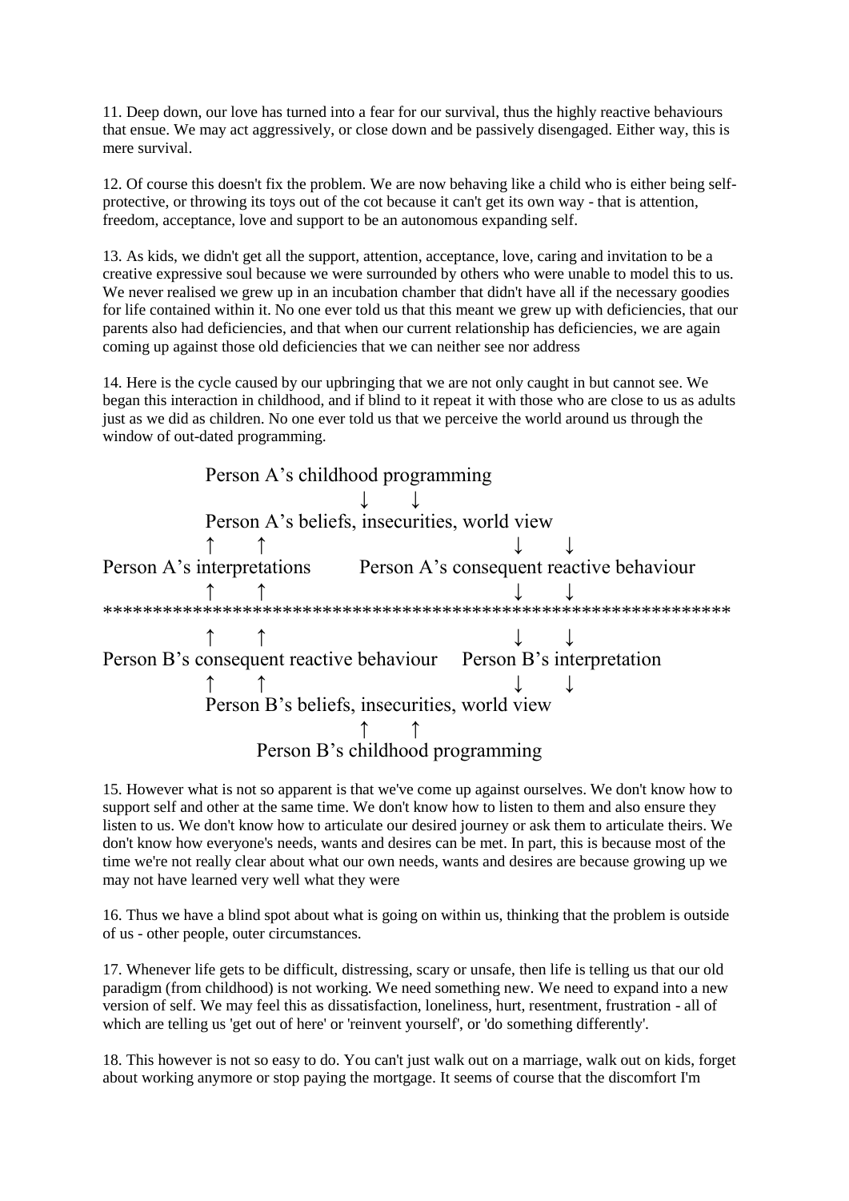11. Deep down, our love has turned into a fear for our survival, thus the highly reactive behaviours that ensue. We may act aggressively, or close down and be passively disengaged. Either way, this is mere survival.

12. Of course this doesn't fix the problem. We are now behaving like a child who is either being self-protective, or throwing its toys out of the cot because it can't get its own way - that is attention, freedom, acceptance, love and support to be an autonomous expanding self.

13. As kids, we didn't get all the support, attention, acceptance, love, caring and invitation to be a creative expressive soul because we were surrounded by others who were unable to model this to us. We never realised we grew up in an incubation chamber that didn't have all if the necessary goodies for life contained within it. No one ever told us that this meant we grew up with deficiencies, that our parents also had deficiencies, and that when our current relationship has deficiencies, we are again coming up against those old deficiencies that we can neither see nor address

14. Here is the cycle caused by our upbringing that we are not only caught in but cannot see. We began this interaction in childhood, and if blind to it repeat it with those who are close to us as adults just as we did as children. No one ever told us that we perceive the world around us through the window of out-dated programming.

```
            Person A's childhood programming
                          ↓    ↓
            Person A's beliefs, insecurities, world view
           ↑    ↑                           ↓    ↓
Person A's interpretations      Person A's consequent reactive behaviour
           ↑    ↑                           ↓    ↓
*************************************************************
           ↑    ↑                           ↓    ↓
Person B's consequent reactive behaviour    Person B's interpretation
           ↑    ↑                           ↓    ↓
            Person B's beliefs, insecurities, world view
                          ↑    ↑
               Person B's childhood programming
```

15. However what is not so apparent is that we've come up against ourselves. We don't know how to support self and other at the same time. We don't know how to listen to them and also ensure they listen to us. We don't know how to articulate our desired journey or ask them to articulate theirs. We don't know how everyone's needs, wants and desires can be met. In part, this is because most of the time we're not really clear about what our own needs, wants and desires are because growing up we may not have learned very well what they were

16. Thus we have a blind spot about what is going on within us, thinking that the problem is outside of us - other people, outer circumstances.

17. Whenever life gets to be difficult, distressing, scary or unsafe, then life is telling us that our old paradigm (from childhood) is not working. We need something new. We need to expand into a new version of self. We may feel this as dissatisfaction, loneliness, hurt, resentment, frustration - all of which are telling us 'get out of here' or 'reinvent yourself', or 'do something differently'.

18. This however is not so easy to do. You can't just walk out on a marriage, walk out on kids, forget about working anymore or stop paying the mortgage. It seems of course that the discomfort I'm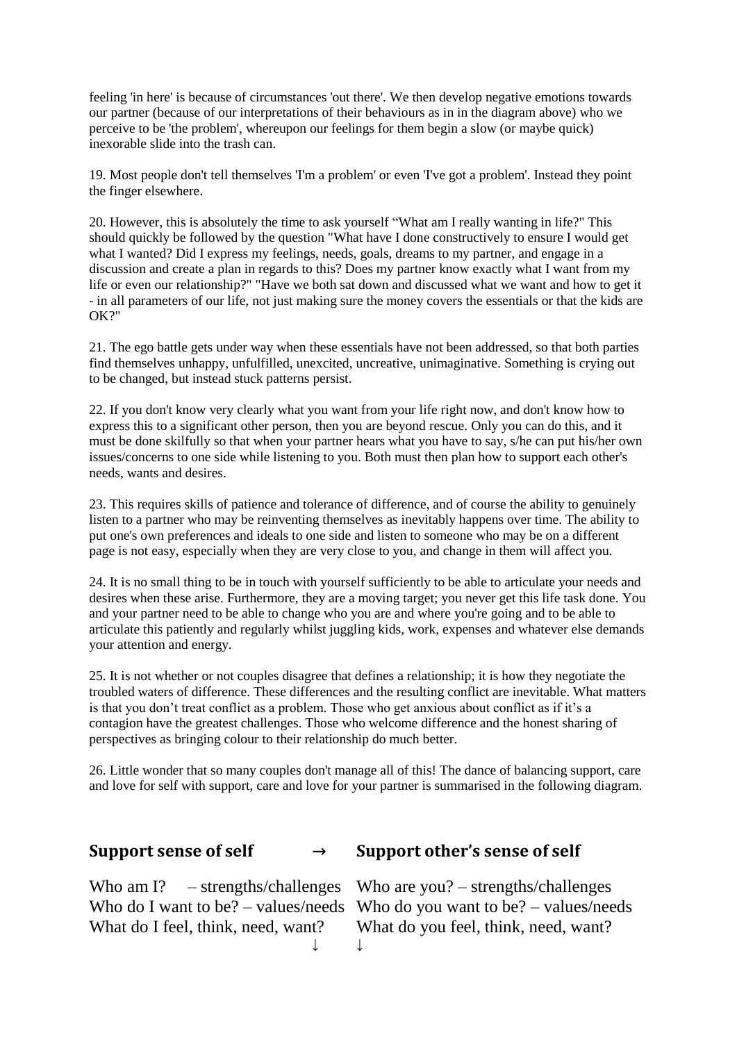feeling 'in here' is because of circumstances 'out there'. We then develop negative emotions towards our partner (because of our interpretations of their behaviours as in in the diagram above) who we perceive to be 'the problem', whereupon our feelings for them begin a slow (or maybe quick) inexorable slide into the trash can.

19. Most people don't tell themselves 'I'm a problem' or even 'I've got a problem'. Instead they point the finger elsewhere.

20. However, this is absolutely the time to ask yourself "What am I really wanting in life?" This should quickly be followed by the question "What have I done constructively to ensure I would get what I wanted? Did I express my feelings, needs, goals, dreams to my partner, and engage in a discussion and create a plan in regards to this? Does my partner know exactly what I want from my life or even our relationship?" "Have we both sat down and discussed what we want and how to get it - in all parameters of our life, not just making sure the money covers the essentials or that the kids are OK?"

21. The ego battle gets under way when these essentials have not been addressed, so that both parties find themselves unhappy, unfulfilled, unexcited, uncreative, unimaginative. Something is crying out to be changed, but instead stuck patterns persist.

22. If you don't know very clearly what you want from your life right now, and don't know how to express this to a significant other person, then you are beyond rescue. Only you can do this, and it must be done skilfully so that when your partner hears what you have to say, s/he can put his/her own issues/concerns to one side while listening to you. Both must then plan how to support each other's needs, wants and desires.

23. This requires skills of patience and tolerance of difference, and of course the ability to genuinely listen to a partner who may be reinventing themselves as inevitably happens over time. The ability to put one's own preferences and ideals to one side and listen to someone who may be on a different page is not easy, especially when they are very close to you, and change in them will affect you.

24. It is no small thing to be in touch with yourself sufficiently to be able to articulate your needs and desires when these arise. Furthermore, they are a moving target; you never get this life task done. You and your partner need to be able to change who you are and where you're going and to be able to articulate this patiently and regularly whilst juggling kids, work, expenses and whatever else demands your attention and energy.

25. It is not whether or not couples disagree that defines a relationship; it is how they negotiate the troubled waters of difference. These differences and the resulting conflict are inevitable. What matters is that you don't treat conflict as a problem. Those who get anxious about conflict as if it's a contagion have the greatest challenges. Those who welcome difference and the honest sharing of perspectives as bringing colour to their relationship do much better.

26. Little wonder that so many couples don't manage all of this! The dance of balancing support, care and love for self with support, care and love for your partner is summarised in the following diagram.

| **Support sense of self** → | **Support other's sense of self** |
|---|---|
| Who am I? – strengths/challenges | Who are you? – strengths/challenges |
| Who do I want to be? – values/needs | Who do you want to be? – values/needs |
| What do I feel, think, need, want? | What do you feel, think, need, want? |
| ↓ | ↓ |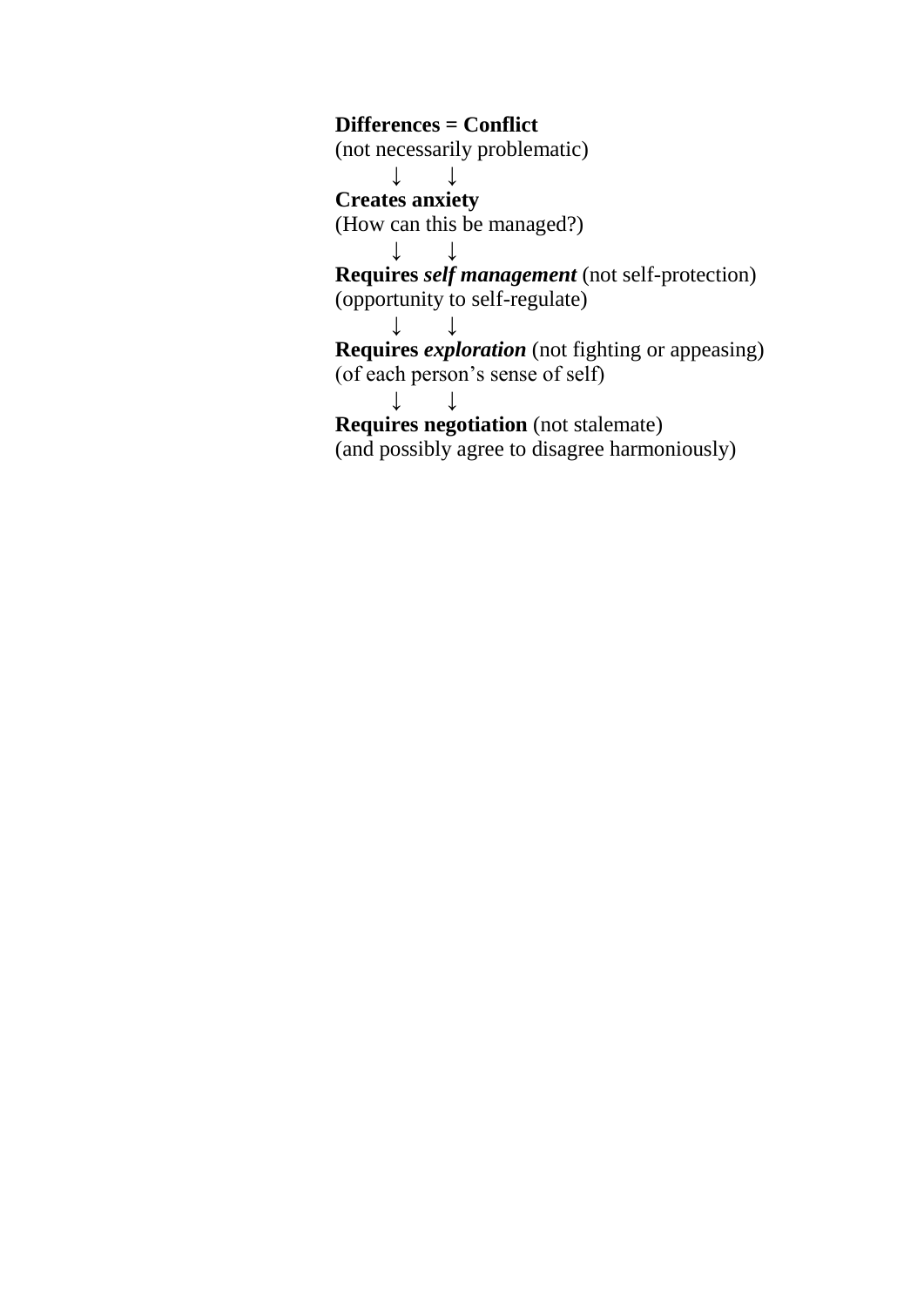**Differences = Conflict**
(not necessarily problematic)

↓ ↓

**Creates anxiety**
(How can this be managed?)

↓ ↓

**Requires *self management*** (not self-protection)
(opportunity to self-regulate)

↓ ↓

**Requires *exploration*** (not fighting or appeasing)
(of each person's sense of self)

↓ ↓

**Requires negotiation** (not stalemate)
(and possibly agree to disagree harmoniously)